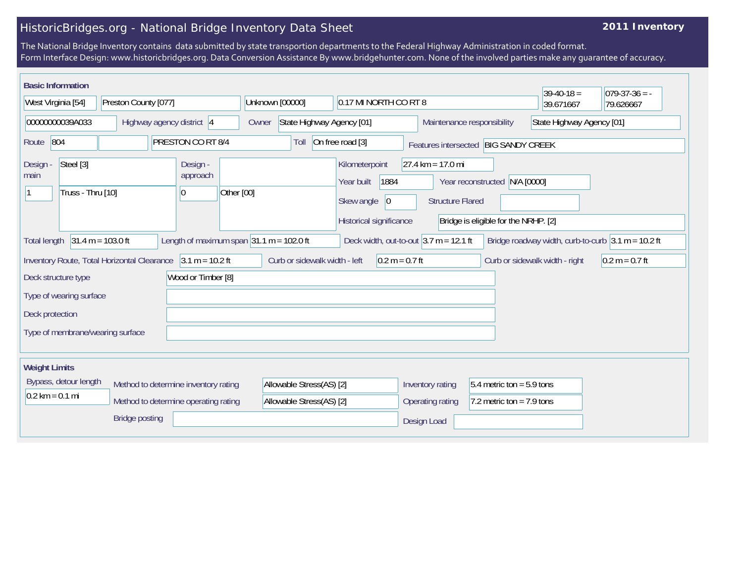# HistoricBridges.org - National Bridge Inventory Data Sheet

**2011 Inventory**

The National Bridge Inventory contains data submitted by state transportion departments to the Federal Highway Administration in coded format.
Form Interface Design: www.historicbridges.org. Data Conversion Assistance By www.bridgehunter.com. None of the involved parties make any guarantee of accuracy.

## Basic Information

| Field | Value |
|---|---|
| State | West Virginia [54] |
| County | Preston County [077] |
| Place | Unknown [00000] |
| Location | 0.17 MI NORTH CO RT 8 |
| Latitude | 39-40-18 = 39.671667 |
| Longitude | 079-37-36 = -79.626667 |
| Structure number | 00000000039A033 |
| Highway agency district | 4 |
| Owner | State Highway Agency [01] |
| Maintenance responsibility | State Highway Agency [01] |
| Route | 804 |
| Facility carried | PRESTON CO RT 8/4 |
| Toll | On free road [3] |
| Features intersected | BIG SANDY CREEK |
| Design - main | Steel [3] |
| Design - main (spans / type) | 1 / Truss - Thru [10] |
| Design - approach | |
| Design - approach (spans / type) | 0 / Other [00] |
| Kilometerpoint | 27.4 km = 17.0 mi |
| Year built | 1884 |
| Year reconstructed | N/A [0000] |
| Skew angle | 0 |
| Structure Flared | |
| Historical significance | Bridge is eligible for the NRHP. [2] |
| Total length | 31.4 m = 103.0 ft |
| Length of maximum span | 31.1 m = 102.0 ft |
| Deck width, out-to-out | 3.7 m = 12.1 ft |
| Bridge roadway width, curb-to-curb | 3.1 m = 10.2 ft |
| Inventory Route, Total Horizontal Clearance | 3.1 m = 10.2 ft |
| Curb or sidewalk width - left | 0.2 m = 0.7 ft |
| Curb or sidewalk width - right | 0.2 m = 0.7 ft |
| Deck structure type | Wood or Timber [8] |
| Type of wearing surface | |
| Deck protection | |
| Type of membrane/wearing surface | |

## Weight Limits

| Field | Value |
|---|---|
| Bypass, detour length | 0.2 km = 0.1 mi |
| Method to determine inventory rating | Allowable Stress(AS) [2] |
| Method to determine operating rating | Allowable Stress(AS) [2] |
| Inventory rating | 5.4 metric ton = 5.9 tons |
| Operating rating | 7.2 metric ton = 7.9 tons |
| Bridge posting | |
| Design Load | |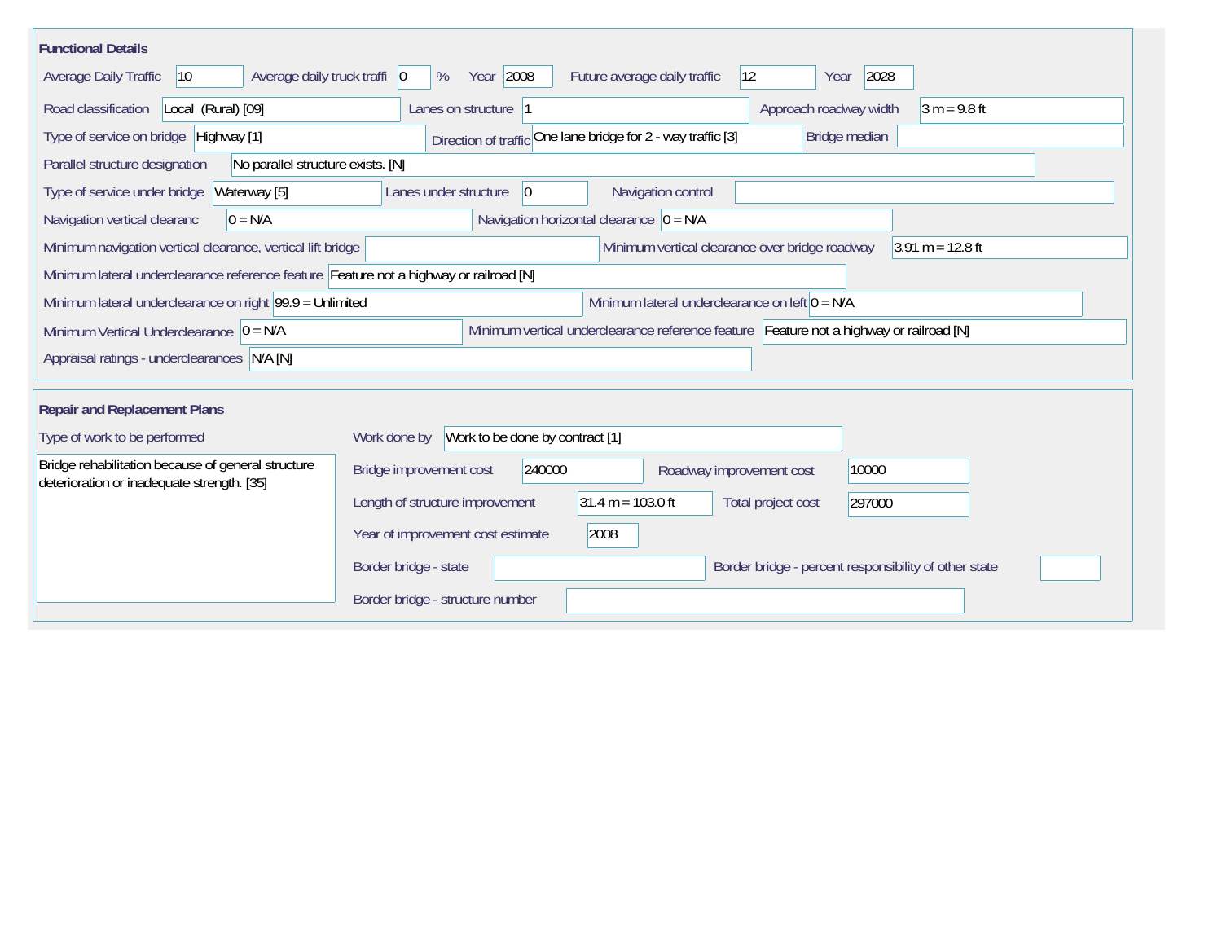## Functional Details

| Field | Value |
|---|---|
| Average Daily Traffic | 10 |
| Average daily truck traffi | 0 % |
| Year | 2008 |
| Future average daily traffic | 12 |
| Year | 2028 |
| Road classification | Local (Rural) [09] |
| Lanes on structure | 1 |
| Approach roadway width | 3 m = 9.8 ft |
| Type of service on bridge | Highway [1] |
| Direction of traffic | One lane bridge for 2 - way traffic [3] |
| Bridge median | |
| Parallel structure designation | No parallel structure exists. [N] |
| Type of service under bridge | Waterway [5] |
| Lanes under structure | 0 |
| Navigation control | |
| Navigation vertical clearanc | 0 = N/A |
| Navigation horizontal clearance | 0 = N/A |
| Minimum navigation vertical clearance, vertical lift bridge | |
| Minimum vertical clearance over bridge roadway | 3.91 m = 12.8 ft |
| Minimum lateral underclearance reference feature | Feature not a highway or railroad [N] |
| Minimum lateral underclearance on right | 99.9 = Unlimited |
| Minimum lateral underclearance on left | 0 = N/A |
| Minimum Vertical Underclearance | 0 = N/A |
| Minimum vertical underclearance reference feature | Feature not a highway or railroad [N] |
| Appraisal ratings - underclearances | N/A [N] |

## Repair and Replacement Plans

**Type of work to be performed**

Bridge rehabilitation because of general structure deterioration or inadequate strength. [35]

| Field | Value |
|---|---|
| Work done by | Work to be done by contract [1] |
| Bridge improvement cost | 240000 |
| Roadway improvement cost | 10000 |
| Length of structure improvement | 31.4 m = 103.0 ft |
| Total project cost | 297000 |
| Year of improvement cost estimate | 2008 |
| Border bridge - state | |
| Border bridge - percent responsibility of other state | |
| Border bridge - structure number | |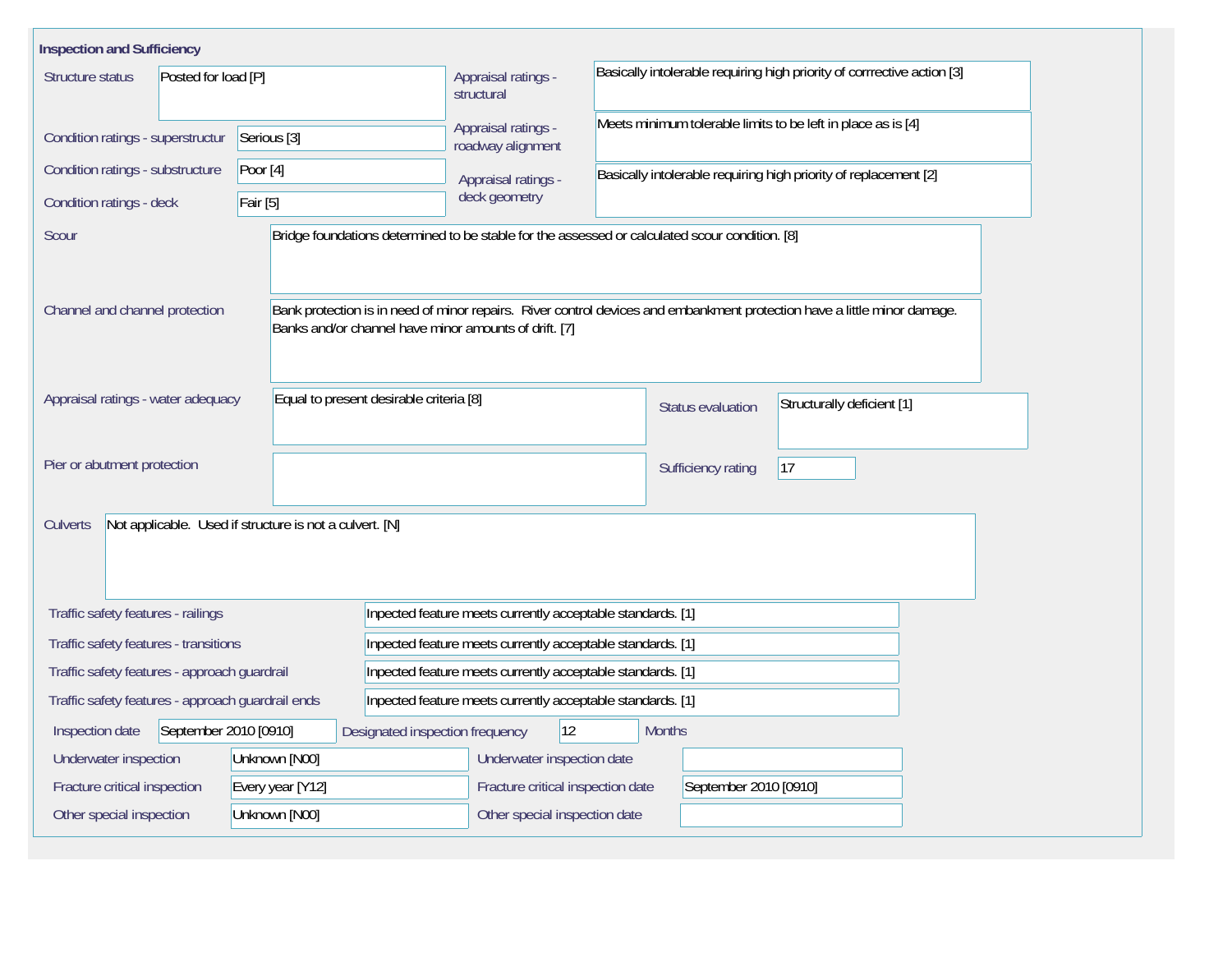### Inspection and Sufficiency

| Field | Value |
|---|---|
| Structure status | Posted for load [P] |
| Condition ratings - superstructur | Serious [3] |
| Condition ratings - substructure | Poor [4] |
| Condition ratings - deck | Fair [5] |
| Appraisal ratings - structural | Basically intolerable requiring high priority of corrrective action [3] |
| Appraisal ratings - roadway alignment | Meets minimum tolerable limits to be left in place as is [4] |
| Appraisal ratings - deck geometry | Basically intolerable requiring high priority of replacement [2] |
| Scour | Bridge foundations determined to be stable for the assessed or calculated scour condition. [8] |
| Channel and channel protection | Bank protection is in need of minor repairs. River control devices and embankment protection have a little minor damage. Banks and/or channel have minor amounts of drift. [7] |
| Appraisal ratings - water adequacy | Equal to present desirable criteria [8] |
| Status evaluation | Structurally deficient [1] |
| Pier or abutment protection | |
| Sufficiency rating | 17 |
| Culverts | Not applicable. Used if structure is not a culvert. [N] |
| Traffic safety features - railings | Inpected feature meets currently acceptable standards. [1] |
| Traffic safety features - transitions | Inpected feature meets currently acceptable standards. [1] |
| Traffic safety features - approach guardrail | Inpected feature meets currently acceptable standards. [1] |
| Traffic safety features - approach guardrail ends | Inpected feature meets currently acceptable standards. [1] |
| Inspection date | September 2010 [0910] |
| Designated inspection frequency | 12 Months |
| Underwater inspection | Unknown [N00] |
| Underwater inspection date | |
| Fracture critical inspection | Every year [Y12] |
| Fracture critical inspection date | September 2010 [0910] |
| Other special inspection | Unknown [N00] |
| Other special inspection date | |